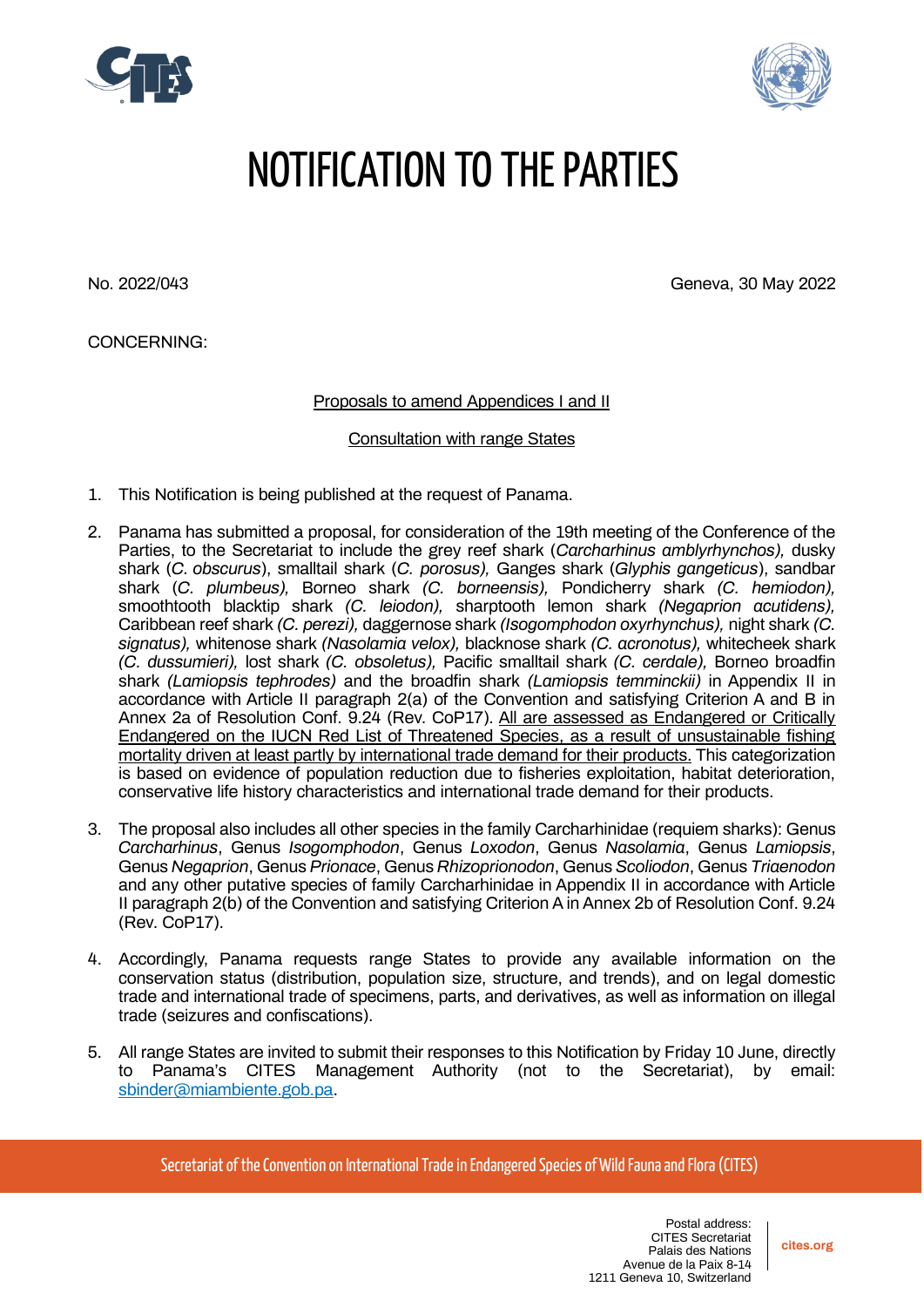# NOTIFICATION TO THE PARTIES

No. 2022/043

Geneva, 30 May 2022

CONCERNING:

Proposals to amend Appendices I and II

Consultation with range States

1. This Notification is being published at the request of Panama.

2. Panama has submitted a proposal, for consideration of the 19th meeting of the Conference of the Parties, to the Secretariat to include the grey reef shark (*Carcharhinus amblyrhynchos),* dusky shark (*C. obscurus*), smalltail shark (*C. porosus),* Ganges shark (*Glyphis gangeticus*), sandbar shark (*C. plumbeus),* Borneo shark *(C. borneensis),* Pondicherry shark *(C. hemiodon),* smoothtooth blacktip shark *(C. leiodon),* sharptooth lemon shark *(Negaprion acutidens),* Caribbean reef shark *(C. perezi),* daggernose shark *(Isogomphodon oxyrhynchus),* night shark *(C. signatus),* whitenose shark *(Nasolamia velox),* blacknose shark *(C. acronotus),* whitecheek shark *(C. dussumieri),* lost shark *(C. obsoletus),* Pacific smalltail shark *(C. cerdale),* Borneo broadfin shark *(Lamiopsis tephrodes)* and the broadfin shark *(Lamiopsis temminckii)* in Appendix II in accordance with Article II paragraph 2(a) of the Convention and satisfying Criterion A and B in Annex 2a of Resolution Conf. 9.24 (Rev. CoP17). All are assessed as Endangered or Critically Endangered on the IUCN Red List of Threatened Species, as a result of unsustainable fishing mortality driven at least partly by international trade demand for their products. This categorization is based on evidence of population reduction due to fisheries exploitation, habitat deterioration, conservative life history characteristics and international trade demand for their products.

3. The proposal also includes all other species in the family Carcharhinidae (requiem sharks): Genus *Carcharhinus*, Genus *Isogomphodon*, Genus *Loxodon*, Genus *Nasolamia*, Genus *Lamiopsis*, Genus *Negaprion*, Genus *Prionace*, Genus *Rhizoprionodon*, Genus *Scoliodon*, Genus *Triaenodon* and any other putative species of family Carcharhinidae in Appendix II in accordance with Article II paragraph 2(b) of the Convention and satisfying Criterion A in Annex 2b of Resolution Conf. 9.24 (Rev. CoP17).

4. Accordingly, Panama requests range States to provide any available information on the conservation status (distribution, population size, structure, and trends), and on legal domestic trade and international trade of specimens, parts, and derivatives, as well as information on illegal trade (seizures and confiscations).

5. All range States are invited to submit their responses to this Notification by Friday 10 June, directly to Panama's CITES Management Authority (not to the Secretariat), by email: sbinder@miambiente.gob.pa.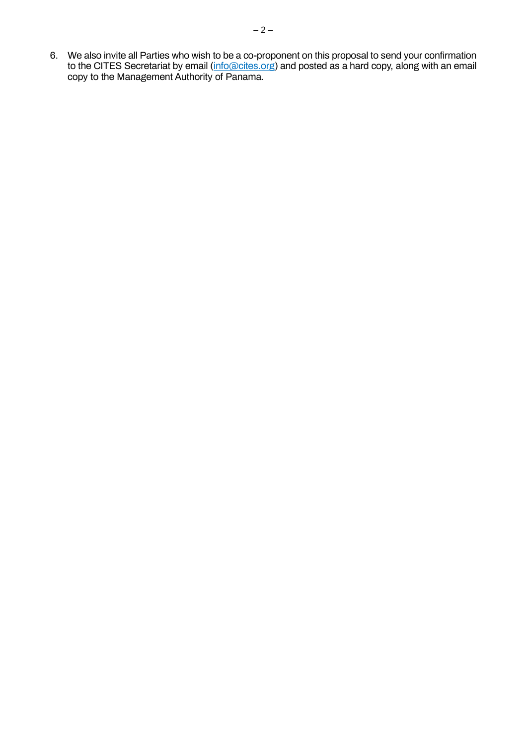6. We also invite all Parties who wish to be a co-proponent on this proposal to send your confirmation to the CITES Secretariat by email (info@cites.org) and posted as a hard copy, along with an email copy to the Management Authority of Panama.